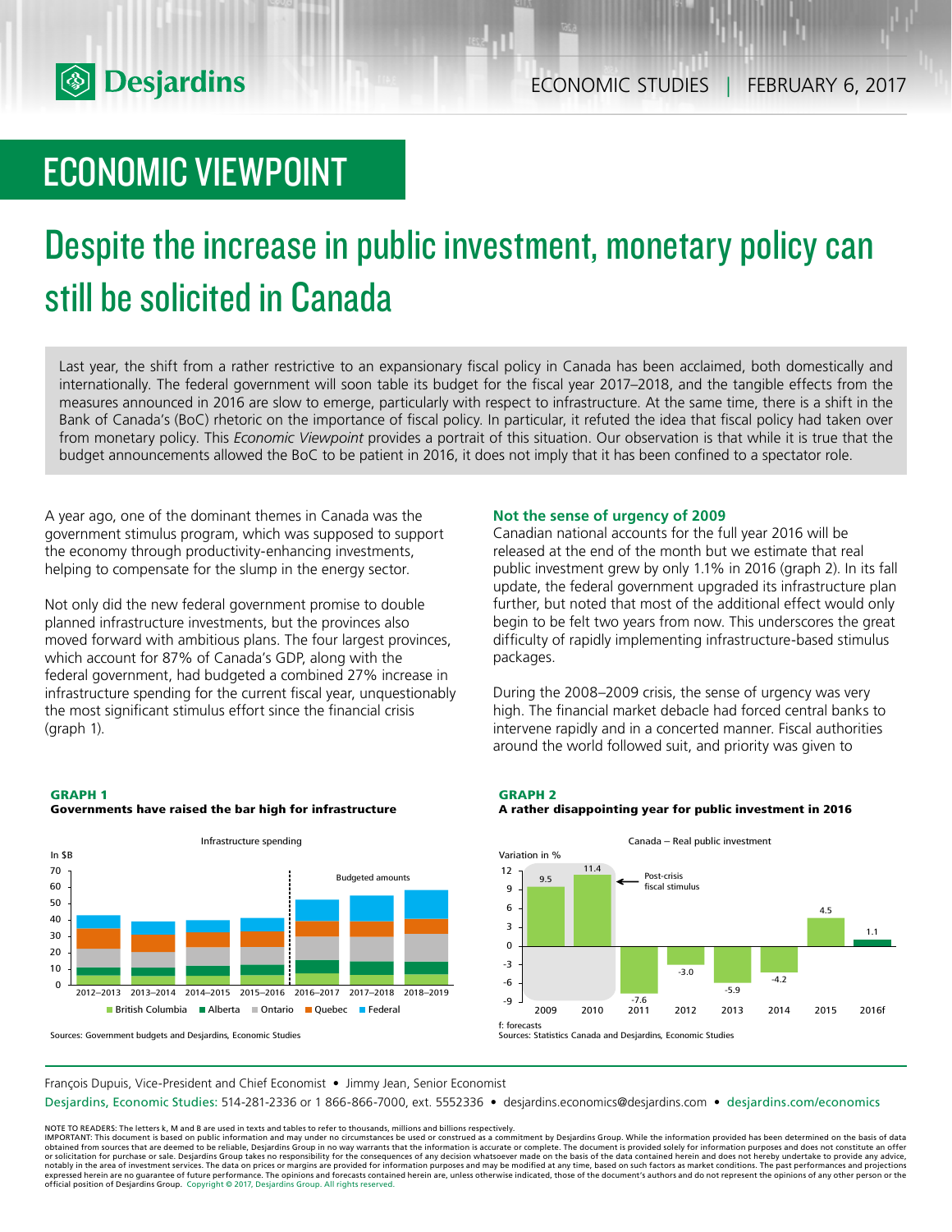# ECONOMIC VIEWPOINT

## Despite the increase in public investment, monetary policy can still be solicited in Canada

Last year, the shift from a rather restrictive to an expansionary fiscal policy in Canada has been acclaimed, both domestically and internationally. The federal government will soon table its budget for the fiscal year 2017–2018, and the tangible effects from the measures announced in 2016 are slow to emerge, particularly with respect to infrastructure. At the same time, there is a shift in the Bank of Canada's (BoC) rhetoric on the importance of fiscal policy. In particular, it refuted the idea that fiscal policy had taken over from monetary policy. This *Economic Viewpoint* provides a portrait of this situation. Our observation is that while it is true that the budget announcements allowed the BoC to be patient in 2016, it does not imply that it has been confined to a spectator role.

A year ago, one of the dominant themes in Canada was the government stimulus program, which was supposed to support the economy through productivity-enhancing investments, helping to compensate for the slump in the energy sector.

Not only did the new federal government promise to double planned infrastructure investments, but the provinces also moved forward with ambitious plans. The four largest provinces, which account for 87% of Canada's GDP, along with the federal government, had budgeted a combined 27% increase in infrastructure spending for the current fiscal year, unquestionably the most significant stimulus effort since the financial crisis (graph 1).

### Not the sense of urgency of 2009

Canadian national accounts for the full year 2016 will be released at the end of the month but we estimate that real public investment grew by only 1.1% in 2016 (graph 2). In its fall update, the federal government upgraded its infrastructure plan further, but noted that most of the additional effect would only begin to be felt two years from now. This underscores the great difficulty of rapidly implementing infrastructure-based stimulus packages.

During the 2008–2009 crisis, the sense of urgency was very high. The financial market debacle had forced central banks to intervene rapidly and in a concerted manner. Fiscal authorities around the world followed suit, and priority was given to

**GRAPH 1**
**Governments have raised the bar high for infrastructure**

Infrastructure spending (In $B): 2012–2013 to 2018–2019; Budgeted amounts from 2016–2017. British Columbia, Alberta, Ontario, Quebec, Federal

Sources: Government budgets and Desjardins, Economic Studies

**GRAPH 2**
**A rather disappointing year for public investment in 2016**

Canada – Real public investment (Variation in %)

| 2009 | 2010 | 2011 | 2012 | 2013 | 2014 | 2015 | 2016f |
|---|---|---|---|---|---|---|---|
| 9.5 | 11.4 | -7.6 | -3.0 | -5.9 | -4.2 | 4.5 | 1.1 |

Post-crisis fiscal stimulus (2009–2010)

f: forecasts
Sources: Statistics Canada and Desjardins, Economic Studies

François Dupuis, Vice-President and Chief Economist • Jimmy Jean, Senior Economist

Desjardins, Economic Studies: 514-281-2336 or 1 866-866-7000, ext. 5552336 • desjardins.economics@desjardins.com • desjardins.com/economics

NOTE TO READERS: The letters k, M and B are used in texts and tables to refer to thousands, millions and billions respectively.
IMPORTANT: This document is based on public information and may under no circumstances be used or construed as a commitment by Desjardins Group. While the information provided has been determined on the basis of data obtained from sources that are deemed to be reliable, Desjardins Group in no way warrants that the information is accurate or complete. The document is provided solely for information purposes and does not constitute an offer or solicitation for purchase or sale. Desjardins Group takes no responsibility for the consequences of any decision whatsoever made on the basis of the data contained herein and does not hereby undertake to provide any advice, notably in the area of investment services. The data on prices or margins are provided for information purposes and may be modified at any time, based on such factors as market conditions. The past performances and projections expressed herein are no guarantee of future performance. The opinions and forecasts contained herein are, unless otherwise indicated, those of the document's authors and do not represent the opinions of any other person or the official position of Desjardins Group. Copyright © 2017, Desjardins Group. All rights reserved.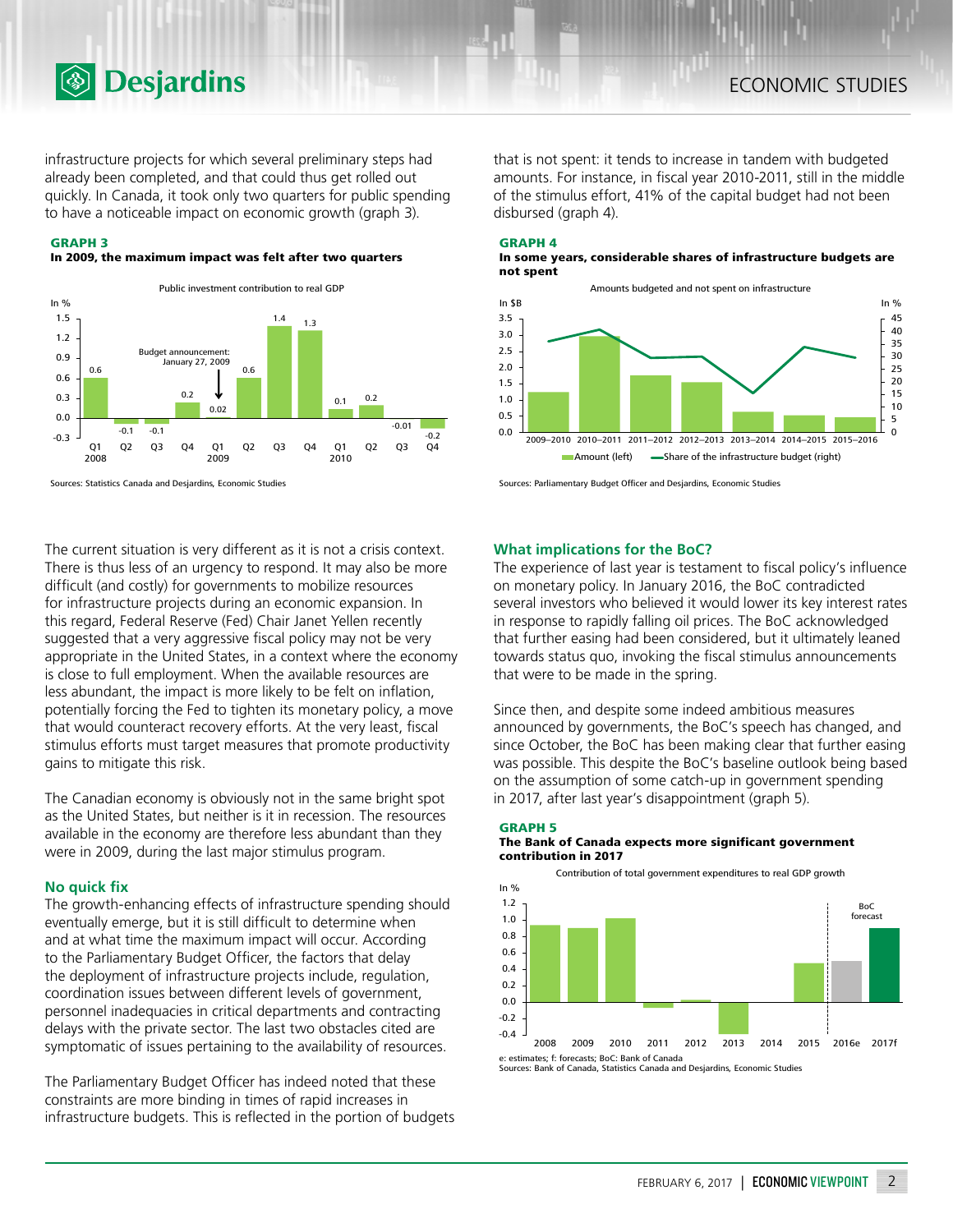infrastructure projects for which several preliminary steps had already been completed, and that could thus get rolled out quickly. In Canada, it took only two quarters for public spending to have a noticeable impact on economic growth (graph 3).

**GRAPH 3**
**In 2009, the maximum impact was felt after two quarters**

Public investment contribution to real GDP

In %

| Quarter | Value |
|---|---|
| Q1 2008 | 0.6 |
| Q2 | -0.1 |
| Q3 | -0.1 |
| Q4 | 0.2 |
| Q1 2009 | 0.02 |
| Q2 | 0.6 |
| Q3 | 1.4 |
| Q4 | 1.3 |
| Q1 2010 | 0.1 |
| Q2 | 0.2 |
| Q3 | -0.01 |
| Q4 | -0.2 |

Budget announcement: January 27, 2009

Sources: Statistics Canada and Desjardins, Economic Studies

The current situation is very different as it is not a crisis context. There is thus less of an urgency to respond. It may also be more difficult (and costly) for governments to mobilize resources for infrastructure projects during an economic expansion. In this regard, Federal Reserve (Fed) Chair Janet Yellen recently suggested that a very aggressive fiscal policy may not be very appropriate in the United States, in a context where the economy is close to full employment. When the available resources are less abundant, the impact is more likely to be felt on inflation, potentially forcing the Fed to tighten its monetary policy, a move that would counteract recovery efforts. At the very least, fiscal stimulus efforts must target measures that promote productivity gains to mitigate this risk.

The Canadian economy is obviously not in the same bright spot as the United States, but neither is it in recession. The resources available in the economy are therefore less abundant than they were in 2009, during the last major stimulus program.

## No quick fix

The growth-enhancing effects of infrastructure spending should eventually emerge, but it is still difficult to determine when and at what time the maximum impact will occur. According to the Parliamentary Budget Officer, the factors that delay the deployment of infrastructure projects include, regulation, coordination issues between different levels of government, personnel inadequacies in critical departments and contracting delays with the private sector. The last two obstacles cited are symptomatic of issues pertaining to the availability of resources.

The Parliamentary Budget Officer has indeed noted that these constraints are more binding in times of rapid increases in infrastructure budgets. This is reflected in the portion of budgets that is not spent: it tends to increase in tandem with budgeted amounts. For instance, in fiscal year 2010-2011, still in the middle of the stimulus effort, 41% of the capital budget had not been disbursed (graph 4).

**GRAPH 4**
**In some years, considerable shares of infrastructure budgets are not spent**

Amounts budgeted and not spent on infrastructure

Amount (left, in $B); Share of the infrastructure budget (right, in %)

Sources: Parliamentary Budget Officer and Desjardins, Economic Studies

## What implications for the BoC?

The experience of last year is testament to fiscal policy's influence on monetary policy. In January 2016, the BoC contradicted several investors who believed it would lower its key interest rates in response to rapidly falling oil prices. The BoC acknowledged that further easing had been considered, but it ultimately leaned towards status quo, invoking the fiscal stimulus announcements that were to be made in the spring.

Since then, and despite some indeed ambitious measures announced by governments, the BoC's speech has changed, and since October, the BoC has been making clear that further easing was possible. This despite the BoC's baseline outlook being based on the assumption of some catch-up in government spending in 2017, after last year's disappointment (graph 5).

**GRAPH 5**
**The Bank of Canada expects more significant government contribution in 2017**

Contribution of total government expenditures to real GDP growth

In %

BoC forecast

e: estimates; f: forecasts; BoC: Bank of Canada
Sources: Bank of Canada, Statistics Canada and Desjardins, Economic Studies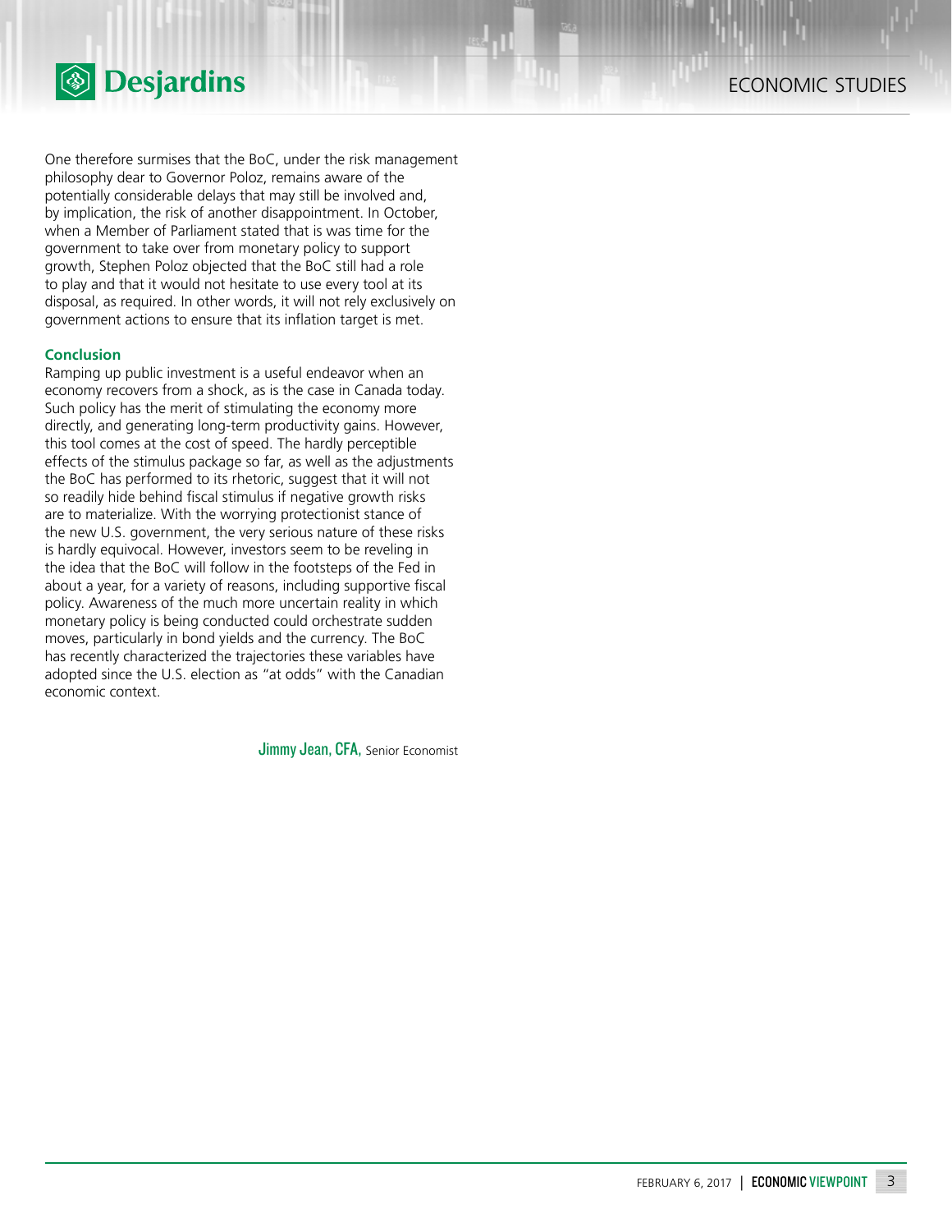One therefore surmises that the BoC, under the risk management philosophy dear to Governor Poloz, remains aware of the potentially considerable delays that may still be involved and, by implication, the risk of another disappointment. In October, when a Member of Parliament stated that is was time for the government to take over from monetary policy to support growth, Stephen Poloz objected that the BoC still had a role to play and that it would not hesitate to use every tool at its disposal, as required. In other words, it will not rely exclusively on government actions to ensure that its inflation target is met.

## Conclusion

Ramping up public investment is a useful endeavor when an economy recovers from a shock, as is the case in Canada today. Such policy has the merit of stimulating the economy more directly, and generating long-term productivity gains. However, this tool comes at the cost of speed. The hardly perceptible effects of the stimulus package so far, as well as the adjustments the BoC has performed to its rhetoric, suggest that it will not so readily hide behind fiscal stimulus if negative growth risks are to materialize. With the worrying protectionist stance of the new U.S. government, the very serious nature of these risks is hardly equivocal. However, investors seem to be reveling in the idea that the BoC will follow in the footsteps of the Fed in about a year, for a variety of reasons, including supportive fiscal policy. Awareness of the much more uncertain reality in which monetary policy is being conducted could orchestrate sudden moves, particularly in bond yields and the currency. The BoC has recently characterized the trajectories these variables have adopted since the U.S. election as "at odds" with the Canadian economic context.

**Jimmy Jean, CFA,** Senior Economist